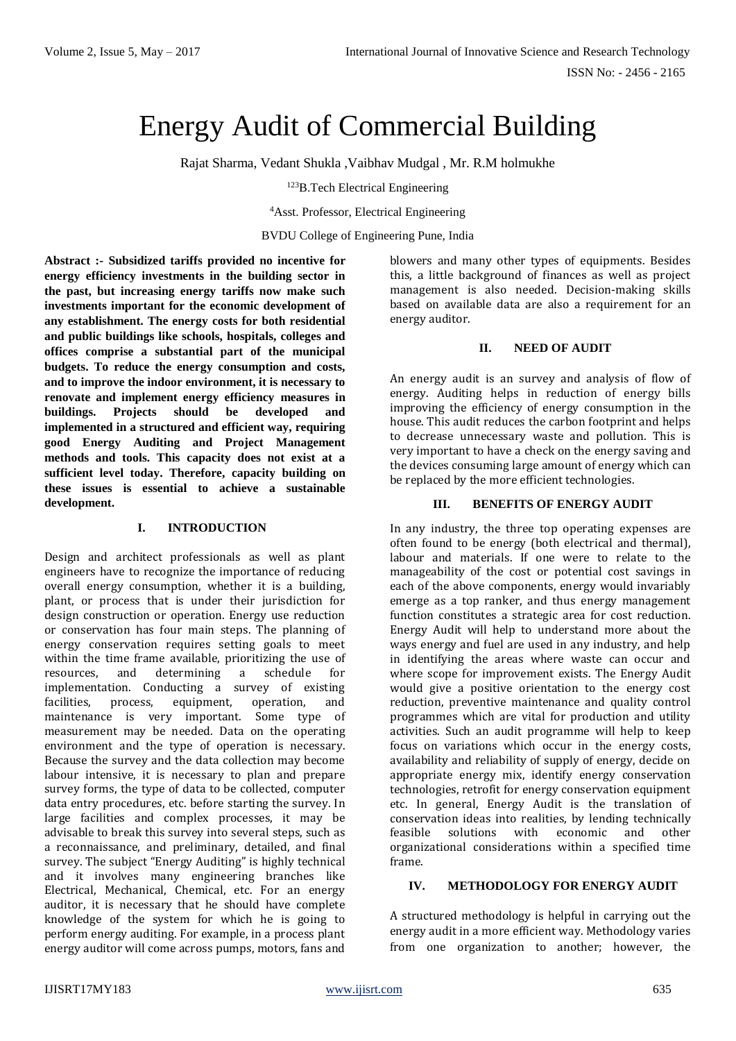# Energy Audit of Commercial Building

Rajat Sharma, Vedant Shukla ,Vaibhav Mudgal , Mr. R.M holmukhe

[123]B.Tech Electrical Engineering

[4]Asst. Professor, Electrical Engineering

BVDU College of Engineering Pune, India

**Abstract :- Subsidized tariffs provided no incentive for energy efficiency investments in the building sector in the past, but increasing energy tariffs now make such investments important for the economic development of any establishment. The energy costs for both residential and public buildings like schools, hospitals, colleges and offices comprise a substantial part of the municipal budgets. To reduce the energy consumption and costs, and to improve the indoor environment, it is necessary to renovate and implement energy efficiency measures in buildings. Projects should be developed and implemented in a structured and efficient way, requiring good Energy Auditing and Project Management methods and tools. This capacity does not exist at a sufficient level today. Therefore, capacity building on these issues is essential to achieve a sustainable development.**

## I. INTRODUCTION

Design and architect professionals as well as plant engineers have to recognize the importance of reducing overall energy consumption, whether it is a building, plant, or process that is under their jurisdiction for design construction or operation. Energy use reduction or conservation has four main steps. The planning of energy conservation requires setting goals to meet within the time frame available, prioritizing the use of resources, and determining a schedule for implementation. Conducting a survey of existing facilities, process, equipment, operation, and maintenance is very important. Some type of measurement may be needed. Data on the operating environment and the type of operation is necessary. Because the survey and the data collection may become labour intensive, it is necessary to plan and prepare survey forms, the type of data to be collected, computer data entry procedures, etc. before starting the survey. In large facilities and complex processes, it may be advisable to break this survey into several steps, such as a reconnaissance, and preliminary, detailed, and final survey. The subject "Energy Auditing" is highly technical and it involves many engineering branches like Electrical, Mechanical, Chemical, etc. For an energy auditor, it is necessary that he should have complete knowledge of the system for which he is going to perform energy auditing. For example, in a process plant energy auditor will come across pumps, motors, fans and blowers and many other types of equipments. Besides this, a little background of finances as well as project management is also needed. Decision-making skills based on available data are also a requirement for an energy auditor.

## II. NEED OF AUDIT

An energy audit is an survey and analysis of flow of energy. Auditing helps in reduction of energy bills improving the efficiency of energy consumption in the house. This audit reduces the carbon footprint and helps to decrease unnecessary waste and pollution. This is very important to have a check on the energy saving and the devices consuming large amount of energy which can be replaced by the more efficient technologies.

## III. BENEFITS OF ENERGY AUDIT

In any industry, the three top operating expenses are often found to be energy (both electrical and thermal), labour and materials. If one were to relate to the manageability of the cost or potential cost savings in each of the above components, energy would invariably emerge as a top ranker, and thus energy management function constitutes a strategic area for cost reduction. Energy Audit will help to understand more about the ways energy and fuel are used in any industry, and help in identifying the areas where waste can occur and where scope for improvement exists. The Energy Audit would give a positive orientation to the energy cost reduction, preventive maintenance and quality control programmes which are vital for production and utility activities. Such an audit programme will help to keep focus on variations which occur in the energy costs, availability and reliability of supply of energy, decide on appropriate energy mix, identify energy conservation technologies, retrofit for energy conservation equipment etc. In general, Energy Audit is the translation of conservation ideas into realities, by lending technically feasible solutions with economic and other organizational considerations within a specified time frame.

## IV. METHODOLOGY FOR ENERGY AUDIT

A structured methodology is helpful in carrying out the energy audit in a more efficient way. Methodology varies from one organization to another; however, the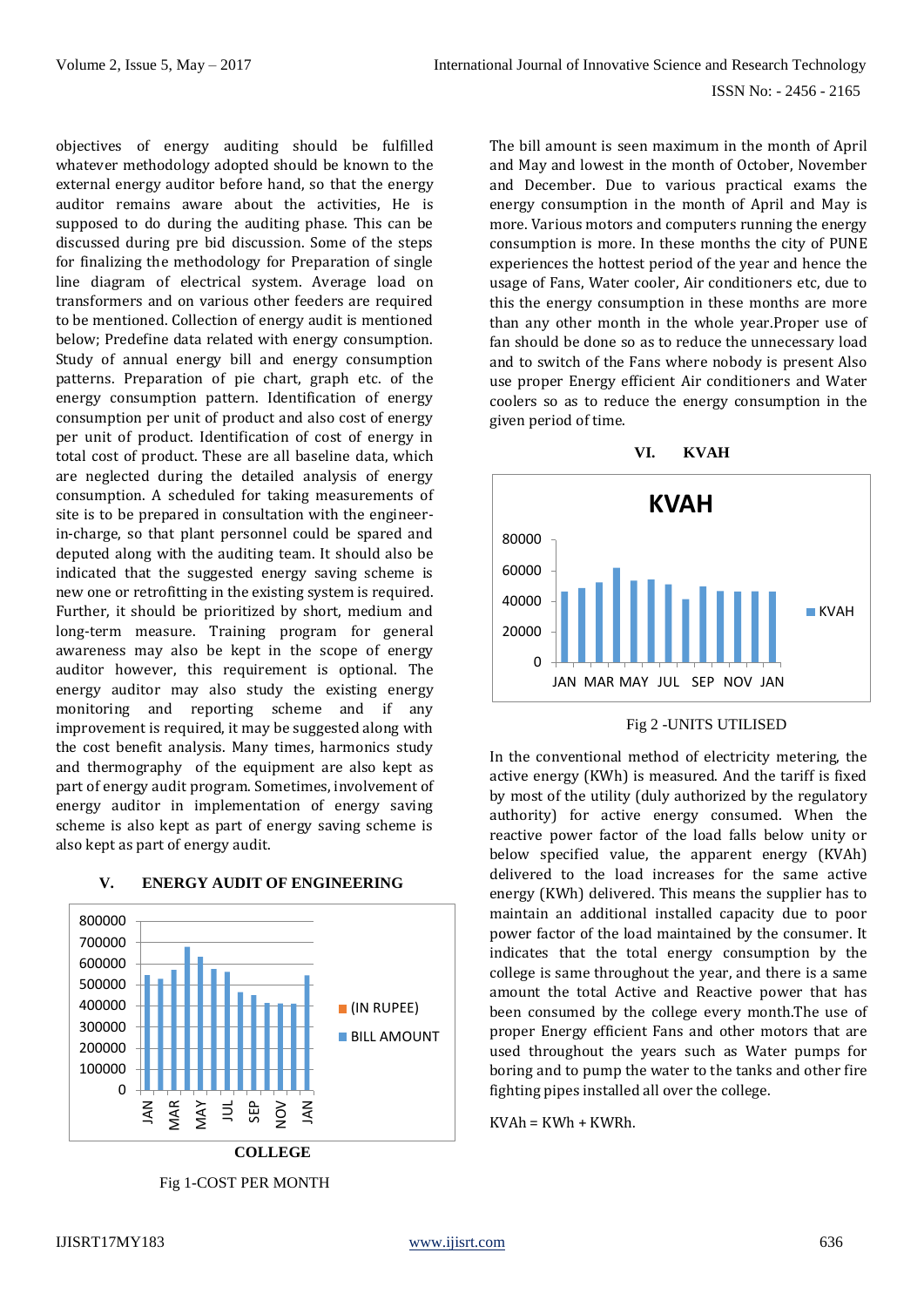objectives of energy auditing should be fulfilled whatever methodology adopted should be known to the external energy auditor before hand, so that the energy auditor remains aware about the activities, He is supposed to do during the auditing phase. This can be discussed during pre bid discussion. Some of the steps for finalizing the methodology for Preparation of single line diagram of electrical system. Average load on transformers and on various other feeders are required to be mentioned. Collection of energy audit is mentioned below; Predefine data related with energy consumption. Study of annual energy bill and energy consumption patterns. Preparation of pie chart, graph etc. of the energy consumption pattern. Identification of energy consumption per unit of product and also cost of energy per unit of product. Identification of cost of energy in total cost of product. These are all baseline data, which are neglected during the detailed analysis of energy consumption. A scheduled for taking measurements of site is to be prepared in consultation with the engineer-in-charge, so that plant personnel could be spared and deputed along with the auditing team. It should also be indicated that the suggested energy saving scheme is new one or retrofitting in the existing system is required. Further, it should be prioritized by short, medium and long-term measure. Training program for general awareness may also be kept in the scope of energy auditor however, this requirement is optional. The energy auditor may also study the existing energy monitoring and reporting scheme and if any improvement is required, it may be suggested along with the cost benefit analysis. Many times, harmonics study and thermography of the equipment are also kept as part of energy audit program. Sometimes, involvement of energy auditor in implementation of energy saving scheme is also kept as part of energy saving scheme is also kept as part of energy audit.

## V. ENERGY AUDIT OF ENGINEERING

COLLEGE

Fig 1-COST PER MONTH

The bill amount is seen maximum in the month of April and May and lowest in the month of October, November and December. Due to various practical exams the energy consumption in the month of April and May is more. Various motors and computers running the energy consumption is more. In these months the city of PUNE experiences the hottest period of the year and hence the usage of Fans, Water cooler, Air conditioners etc, due to this the energy consumption in these months are more than any other month in the whole year.Proper use of fan should be done so as to reduce the unnecessary load and to switch of the Fans where nobody is present Also use proper Energy efficient Air conditioners and Water coolers so as to reduce the energy consumption in the given period of time.

## VI. KVAH

Fig 2 -UNITS UTILISED

In the conventional method of electricity metering, the active energy (KWh) is measured. And the tariff is fixed by most of the utility (duly authorized by the regulatory authority) for active energy consumed. When the reactive power factor of the load falls below unity or below specified value, the apparent energy (KVAh) delivered to the load increases for the same active energy (KWh) delivered. This means the supplier has to maintain an additional installed capacity due to poor power factor of the load maintained by the consumer. It indicates that the total energy consumption by the college is same throughout the year, and there is a same amount the total Active and Reactive power that has been consumed by the college every month.The use of proper Energy efficient Fans and other motors that are used throughout the years such as Water pumps for boring and to pump the water to the tanks and other fire fighting pipes installed all over the college.

KVAh = KWh + KWRh.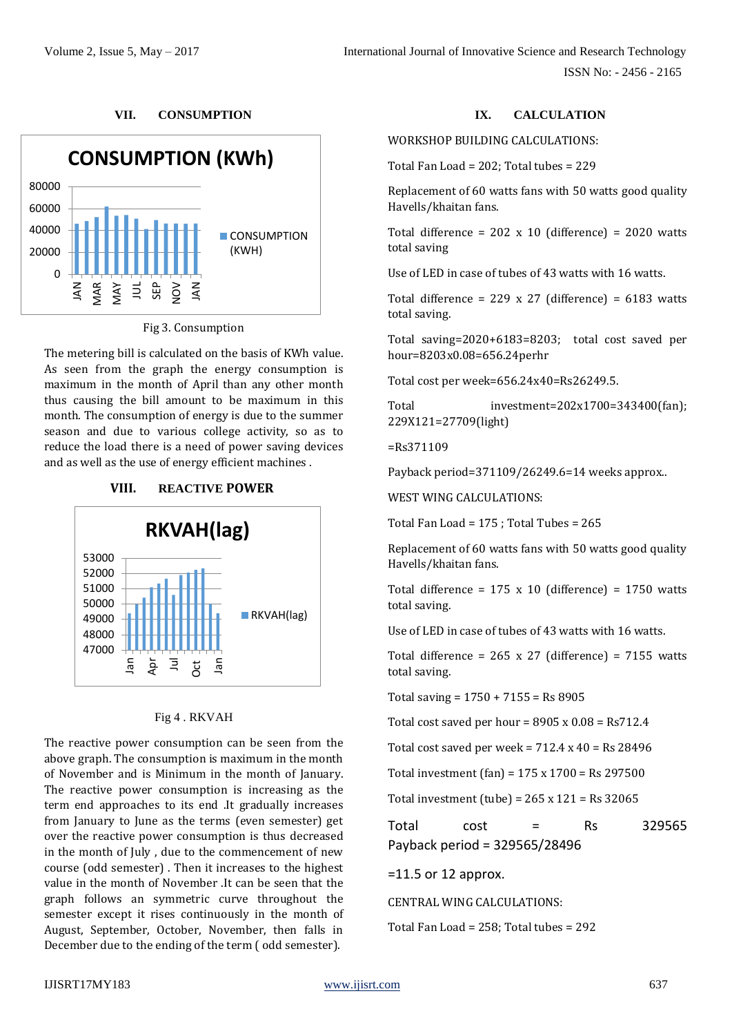## VII. CONSUMPTION

Fig 3. Consumption

The metering bill is calculated on the basis of KWh value. As seen from the graph the energy consumption is maximum in the month of April than any other month thus causing the bill amount to be maximum in this month. The consumption of energy is due to the summer season and due to various college activity, so as to reduce the load there is a need of power saving devices and as well as the use of energy efficient machines .

## VIII. REACTIVE POWER

Fig 4 . RKVAH

The reactive power consumption can be seen from the above graph. The consumption is maximum in the month of November and is Minimum in the month of January. The reactive power consumption is increasing as the term end approaches to its end .It gradually increases from January to June as the terms (even semester) get over the reactive power consumption is thus decreased in the month of July , due to the commencement of new course (odd semester) . Then it increases to the highest value in the month of November .It can be seen that the graph follows an symmetric curve throughout the semester except it rises continuously in the month of August, September, October, November, then falls in December due to the ending of the term ( odd semester).

## IX. CALCULATION

WORKSHOP BUILDING CALCULATIONS:

Total Fan Load = 202; Total tubes = 229

Replacement of 60 watts fans with 50 watts good quality Havells/khaitan fans.

Total difference = 202 x 10 (difference) = 2020 watts total saving

Use of LED in case of tubes of 43 watts with 16 watts.

Total difference = 229 x 27 (difference) = 6183 watts total saving.

Total saving=2020+6183=8203; total cost saved per hour=8203x0.08=656.24perhr

Total cost per week=656.24x40=Rs26249.5.

Total investment=202x1700=343400(fan); 229X121=27709(light)

=Rs371109

Payback period=371109/26249.6=14 weeks approx..

WEST WING CALCULATIONS:

Total Fan Load = 175 ; Total Tubes = 265

Replacement of 60 watts fans with 50 watts good quality Havells/khaitan fans.

Total difference = 175 x 10 (difference) = 1750 watts total saving.

Use of LED in case of tubes of 43 watts with 16 watts.

Total difference = 265 x 27 (difference) = 7155 watts total saving.

Total saving = 1750 + 7155 = Rs 8905

Total cost saved per hour = 8905 x 0.08 = Rs712.4

Total cost saved per week = 712.4 x 40 = Rs 28496

Total investment (fan) = 175 x 1700 = Rs 297500

Total investment (tube) = 265 x 121 = Rs 32065

Total cost = Rs 329565
Payback period = 329565/28496

=11.5 or 12 approx.

CENTRAL WING CALCULATIONS:

Total Fan Load = 258; Total tubes = 292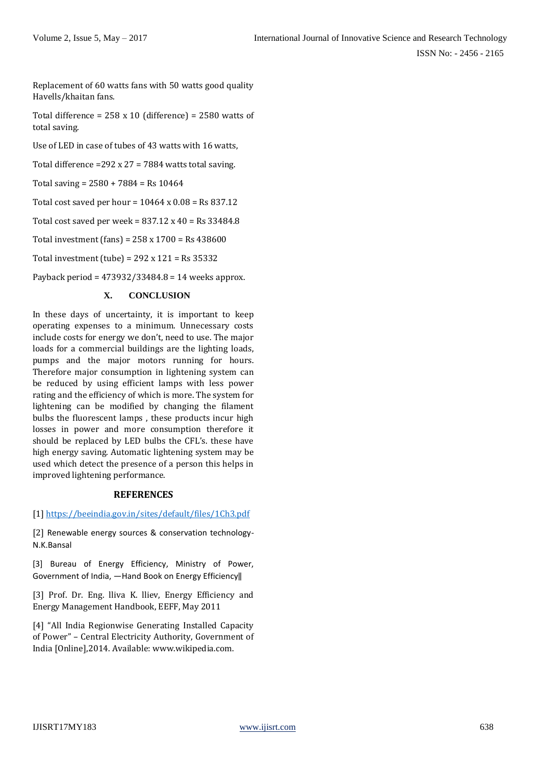Replacement of 60 watts fans with 50 watts good quality Havells/khaitan fans.

Total difference = 258 x 10 (difference) = 2580 watts of total saving.

Use of LED in case of tubes of 43 watts with 16 watts,

Total difference =292 x 27 = 7884 watts total saving.

Total saving = 2580 + 7884 = Rs 10464

Total cost saved per hour = 10464 x 0.08 = Rs 837.12

Total cost saved per week = 837.12 x 40 = Rs 33484.8

Total investment (fans) = 258 x 1700 = Rs 438600

Total investment (tube) = 292 x 121 = Rs 35332

Payback period = 473932/33484.8 = 14 weeks approx.

## X. CONCLUSION

In these days of uncertainty, it is important to keep operating expenses to a minimum. Unnecessary costs include costs for energy we don't, need to use. The major loads for a commercial buildings are the lighting loads, pumps and the major motors running for hours. Therefore major consumption in lightening system can be reduced by using efficient lamps with less power rating and the efficiency of which is more. The system for lightening can be modified by changing the filament bulbs the fluorescent lamps , these products incur high losses in power and more consumption therefore it should be replaced by LED bulbs the CFL's. these have high energy saving. Automatic lightening system may be used which detect the presence of a person this helps in improved lightening performance.

## REFERENCES

[1] https://beeindia.gov.in/sites/default/files/1Ch3.pdf

[2] Renewable energy sources & conservation technology-N.K.Bansal

[3] Bureau of Energy Efficiency, Ministry of Power, Government of India, ―Hand Book on Energy Efficiency‖

[3] Prof. Dr. Eng. lliva K. lliev, Energy Efficiency and Energy Management Handbook, EEFF, May 2011

[4] "All India Regionwise Generating Installed Capacity of Power" – Central Electricity Authority, Government of India [Online],2014. Available: www.wikipedia.com.